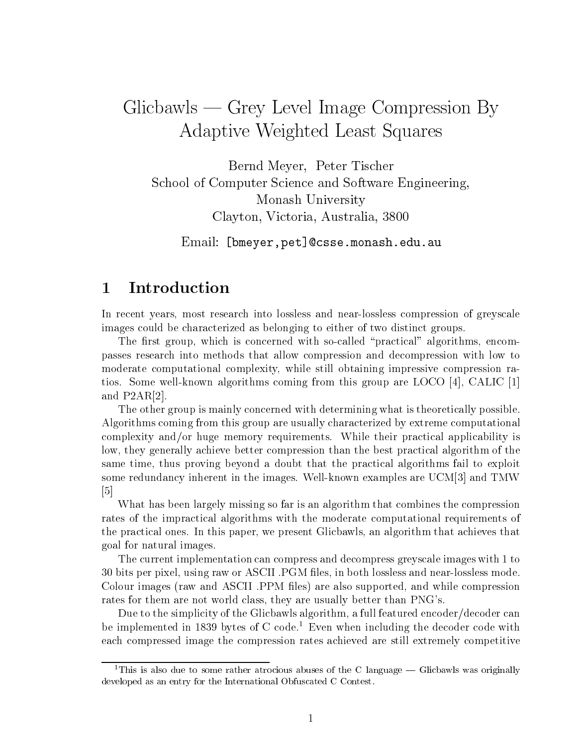# Glicbawls — Grey Level Image Compression By Adaptive Weighted Least Squares

Bernd Meyer, Peter Tischer
School of Computer Science and Software Engineering,
Monash University
Clayton, Victoria, Australia, 3800

Email: [bmeyer,pet]@csse.monash.edu.au

## 1 Introduction

In recent years, most research into lossless and near-lossless compression of greyscale images could be characterized as belonging to either of two distinct groups.

The first group, which is concerned with so-called "practical" algorithms, encompasses research into methods that allow compression and decompression with low to moderate computational complexity, while still obtaining impressive compression ratios. Some well-known algorithms coming from this group are LOCO [4], CALIC [1] and P2AR[2].

The other group is mainly concerned with determining what is theoretically possible. Algorithms coming from this group are usually characterized by extreme computational complexity and/or huge memory requirements. While their practical applicability is low, they generally achieve better compression than the best practical algorithm of the same time, thus proving beyond a doubt that the practical algorithms fail to exploit some redundancy inherent in the images. Well-known examples are UCM[3] and TMW [5]

What has been largely missing so far is an algorithm that combines the compression rates of the impractical algorithms with the moderate computational requirements of the practical ones. In this paper, we present Glicbawls, an algorithm that achieves that goal for natural images.

The current implementation can compress and decompress greyscale images with 1 to 30 bits per pixel, using raw or ASCII .PGM files, in both lossless and near-lossless mode. Colour images (raw and ASCII .PPM files) are also supported, and while compression rates for them are not world class, they are usually better than PNG's.

Due to the simplicity of the Glicbawls algorithm, a full featured encoder/decoder can be implemented in 1839 bytes of C code.[1] Even when including the decoder code with each compressed image the compression rates achieved are still extremely competitive

[1] This is also due to some rather atrocious abuses of the C language — Glicbawls was originally developed as an entry for the International Obfuscated C Contest.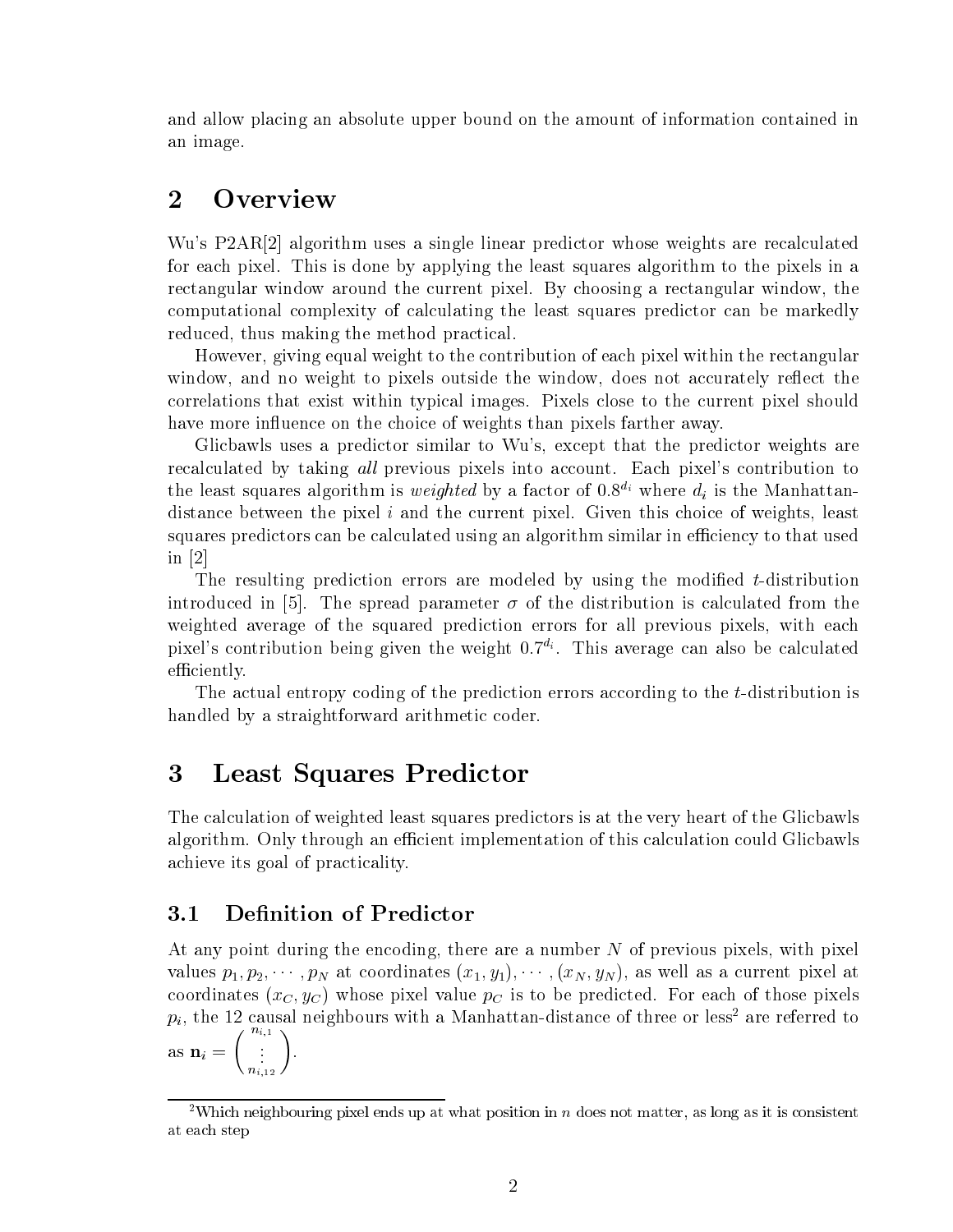and allow placing an absolute upper bound on the amount of information contained in an image.

## 2 Overview

Wu's P2AR[2] algorithm uses a single linear predictor whose weights are recalculated for each pixel. This is done by applying the least squares algorithm to the pixels in a rectangular window around the current pixel. By choosing a rectangular window, the computational complexity of calculating the least squares predictor can be markedly reduced, thus making the method practical.

However, giving equal weight to the contribution of each pixel within the rectangular window, and no weight to pixels outside the window, does not accurately reflect the correlations that exist within typical images. Pixels close to the current pixel should have more influence on the choice of weights than pixels farther away.

Glicbawls uses a predictor similar to Wu's, except that the predictor weights are recalculated by taking *all* previous pixels into account. Each pixel's contribution to the least squares algorithm is *weighted* by a factor of $0.8^{d_i}$ where $d_i$ is the Manhattan-distance between the pixel $i$ and the current pixel. Given this choice of weights, least squares predictors can be calculated using an algorithm similar in efficiency to that used in [2]

The resulting prediction errors are modeled by using the modified $t$-distribution introduced in [5]. The spread parameter $\sigma$ of the distribution is calculated from the weighted average of the squared prediction errors for all previous pixels, with each pixel's contribution being given the weight $0.7^{d_i}$. This average can also be calculated efficiently.

The actual entropy coding of the prediction errors according to the $t$-distribution is handled by a straightforward arithmetic coder.

## 3 Least Squares Predictor

The calculation of weighted least squares predictors is at the very heart of the Glicbawls algorithm. Only through an efficient implementation of this calculation could Glicbawls achieve its goal of practicality.

### 3.1 Definition of Predictor

At any point during the encoding, there are a number $N$ of previous pixels, with pixel values $p_1, p_2, \cdots, p_N$ at coordinates $(x_1, y_1), \cdots, (x_N, y_N)$, as well as a current pixel at coordinates $(x_C, y_C)$ whose pixel value $p_C$ is to be predicted. For each of those pixels $p_i$, the 12 causal neighbours with a Manhattan-distance of three or less[2] are referred to as $\mathbf{n}_i = \begin{pmatrix} n_{i,1} \\ \vdots \\ n_{i,12} \end{pmatrix}$.

[2] Which neighbouring pixel ends up at what position in $n$ does not matter, as long as it is consistent at each step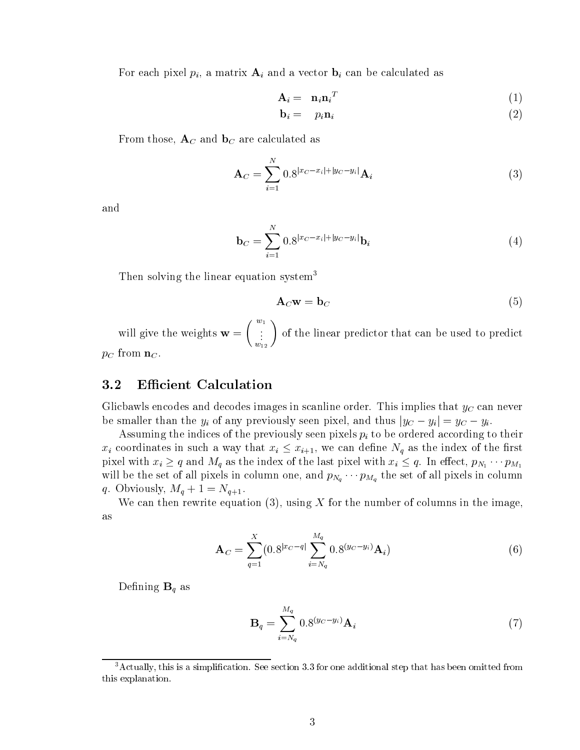For each pixel $p_i$, a matrix $\mathbf{A}_i$ and a vector $\mathbf{b}_i$ can be calculated as

$$\mathbf{A}_i = \mathbf{n}_i {\mathbf{n}_i}^T \tag{1}$$

$$\mathbf{b}_i = p_i \mathbf{n}_i \tag{2}$$

From those, $\mathbf{A}_C$ and $\mathbf{b}_C$ are calculated as

$$\mathbf{A}_C = \sum_{i=1}^{N} 0.8^{|x_C - x_i| + |y_C - y_i|} \mathbf{A}_i \tag{3}$$

and

$$\mathbf{b}_C = \sum_{i=1}^{N} 0.8^{|x_C - x_i| + |y_C - y_i|} \mathbf{b}_i \tag{4}$$

Then solving the linear equation system[3]

$$\mathbf{A}_C \mathbf{w} = \mathbf{b}_C \tag{5}$$

will give the weights $\mathbf{w} = \begin{pmatrix} w_1 \\ \vdots \\ w_{12} \end{pmatrix}$ of the linear predictor that can be used to predict $p_C$ from $\mathbf{n}_C$.

## 3.2 Efficient Calculation

Glicbawls encodes and decodes images in scanline order. This implies that $y_C$ can never be smaller than the $y_i$ of any previously seen pixel, and thus $|y_C - y_i| = y_C - y_i$.

Assuming the indices of the previously seen pixels $p_i$ to be ordered according to their $x_i$ coordinates in such a way that $x_i \leq x_{i+1}$, we can define $N_q$ as the index of the first pixel with $x_i \geq q$ and $M_q$ as the index of the last pixel with $x_i \leq q$. In effect, $p_{N_1} \cdots p_{M_1}$ will be the set of all pixels in column one, and $p_{N_q} \cdots p_{M_q}$ the set of all pixels in column $q$. Obviously, $M_q + 1 = N_{q+1}$.

We can then rewrite equation (3), using $X$ for the number of columns in the image, as

$$\mathbf{A}_C = \sum_{q=1}^{X} (0.8^{|x_C - q|} \sum_{i=N_q}^{M_q} 0.8^{(y_C - y_i)} \mathbf{A}_i) \tag{6}$$

Defining $\mathbf{B}_q$ as

$$\mathbf{B}_q = \sum_{i=N_q}^{M_q} 0.8^{(y_C - y_i)} \mathbf{A}_i \tag{7}$$

[3] Actually, this is a simplification. See section 3.3 for one additional step that has been omitted from this explanation.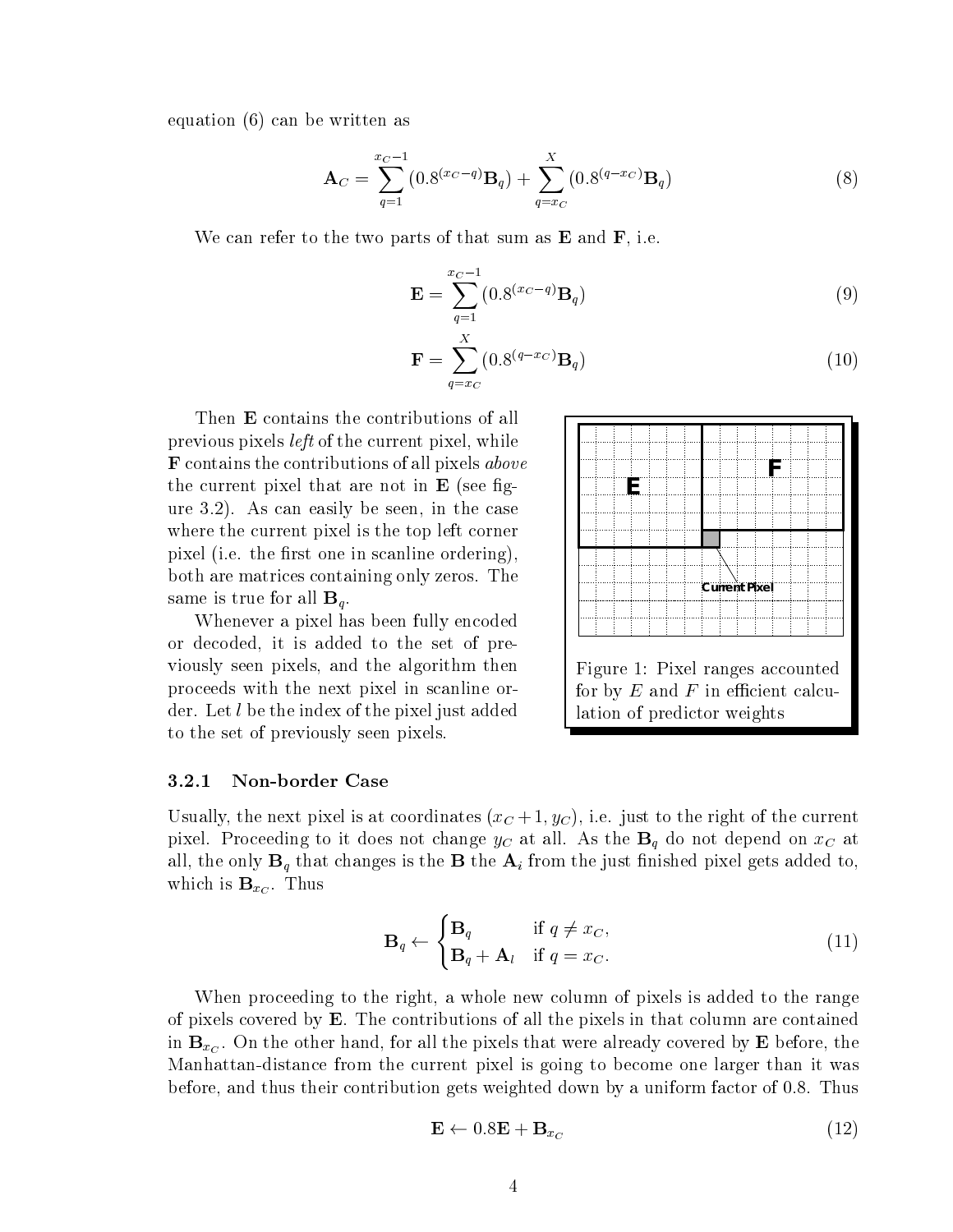equation (6) can be written as

$$\mathbf{A}_C = \sum_{q=1}^{x_C-1} (0.8^{(x_C-q)}\mathbf{B}_q) + \sum_{q=x_C}^{X} (0.8^{(q-x_C)}\mathbf{B}_q) \tag{8}$$

We can refer to the two parts of that sum as **E** and **F**, i.e.

$$\mathbf{E} = \sum_{q=1}^{x_C-1} (0.8^{(x_C-q)}\mathbf{B}_q) \tag{9}$$

$$\mathbf{F} = \sum_{q=x_C}^{X} (0.8^{(q-x_C)}\mathbf{B}_q) \tag{10}$$

Then **E** contains the contributions of all previous pixels *left* of the current pixel, while **F** contains the contributions of all pixels *above* the current pixel that are not in **E** (see figure 3.2). As can easily be seen, in the case where the current pixel is the top left corner pixel (i.e. the first one in scanline ordering), both are matrices containing only zeros. The same is true for all $\mathbf{B}_q$.

Whenever a pixel has been fully encoded or decoded, it is added to the set of previously seen pixels, and the algorithm then proceeds with the next pixel in scanline order. Let $l$ be the index of the pixel just added to the set of previously seen pixels.

Figure 1: Pixel ranges accounted for by $E$ and $F$ in efficient calculation of predictor weights

### 3.2.1 Non-border Case

Usually, the next pixel is at coordinates $(x_C+1, y_C)$, i.e. just to the right of the current pixel. Proceeding to it does not change $y_C$ at all. As the $\mathbf{B}_q$ do not depend on $x_C$ at all, the only $\mathbf{B}_q$ that changes is the **B** the $\mathbf{A}_i$ from the just finished pixel gets added to, which is $\mathbf{B}_{x_C}$. Thus

$$\mathbf{B}_q \leftarrow \begin{cases} \mathbf{B}_q & \text{if } q \neq x_C, \\ \mathbf{B}_q + \mathbf{A}_l & \text{if } q = x_C. \end{cases} \tag{11}$$

When proceeding to the right, a whole new column of pixels is added to the range of pixels covered by **E**. The contributions of all the pixels in that column are contained in $\mathbf{B}_{x_C}$. On the other hand, for all the pixels that were already covered by **E** before, the Manhattan-distance from the current pixel is going to become one larger than it was before, and thus their contribution gets weighted down by a uniform factor of 0.8. Thus

$$\mathbf{E} \leftarrow 0.8\mathbf{E} + \mathbf{B}_{x_C} \tag{12}$$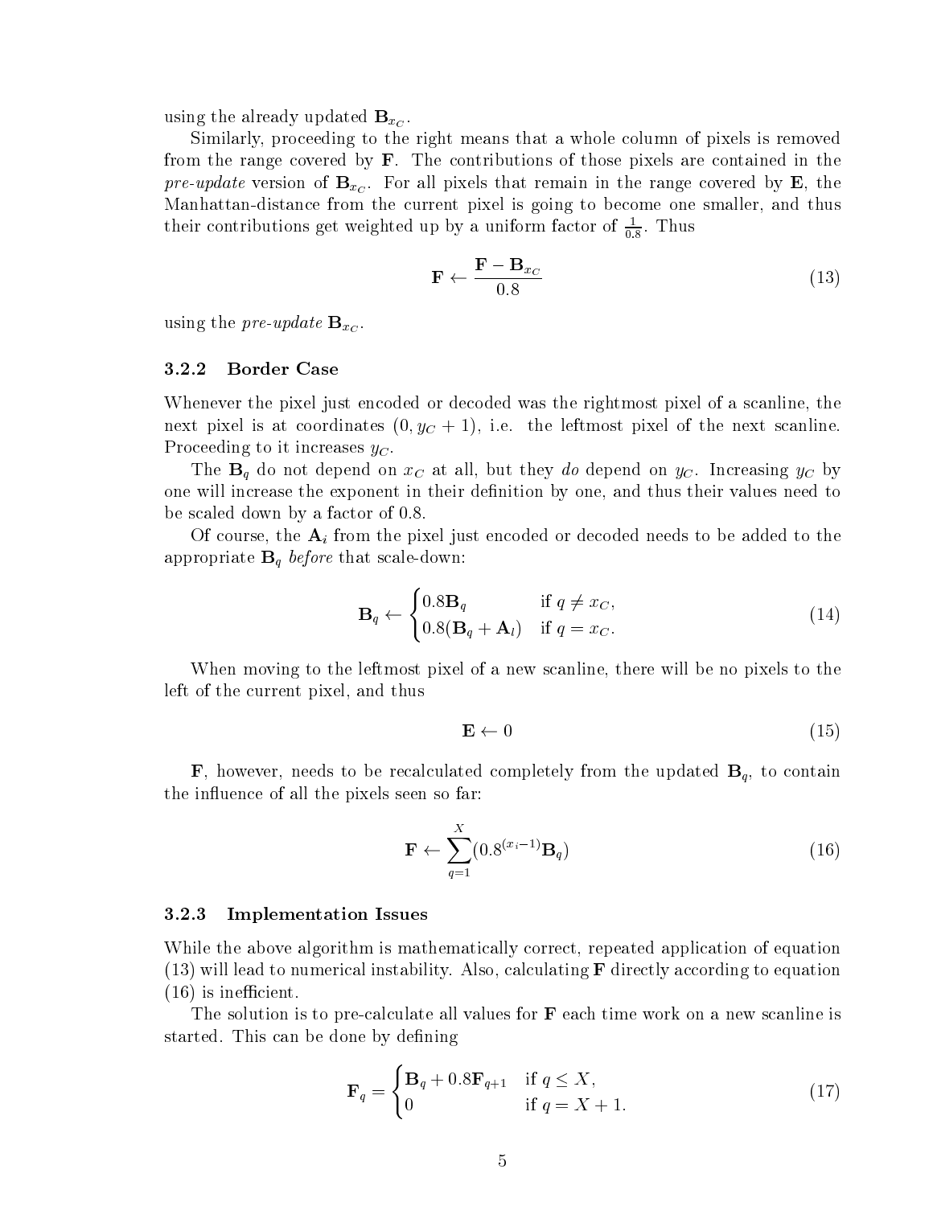using the already updated $\mathbf{B}_{x_C}$.

Similarly, proceeding to the right means that a whole column of pixels is removed from the range covered by $\mathbf{F}$. The contributions of those pixels are contained in the *pre-update* version of $\mathbf{B}_{x_C}$. For all pixels that remain in the range covered by $\mathbf{E}$, the Manhattan-distance from the current pixel is going to become one smaller, and thus their contributions get weighted up by a uniform factor of $\frac{1}{0.8}$. Thus

$$\mathbf{F} \leftarrow \frac{\mathbf{F} - \mathbf{B}_{x_C}}{0.8} \tag{13}$$

using the *pre-update* $\mathbf{B}_{x_C}$.

### 3.2.2 Border Case

Whenever the pixel just encoded or decoded was the rightmost pixel of a scanline, the next pixel is at coordinates $(0, y_C + 1)$, i.e. the leftmost pixel of the next scanline. Proceeding to it increases $y_C$.

The $\mathbf{B}_q$ do not depend on $x_C$ at all, but they *do* depend on $y_C$. Increasing $y_C$ by one will increase the exponent in their definition by one, and thus their values need to be scaled down by a factor of 0.8.

Of course, the $\mathbf{A}_i$ from the pixel just encoded or decoded needs to be added to the appropriate $\mathbf{B}_q$ *before* that scale-down:

$$\mathbf{B}_q \leftarrow \begin{cases} 0.8\mathbf{B}_q & \text{if } q \neq x_C, \\ 0.8(\mathbf{B}_q + \mathbf{A}_l) & \text{if } q = x_C. \end{cases} \tag{14}$$

When moving to the leftmost pixel of a new scanline, there will be no pixels to the left of the current pixel, and thus

$$\mathbf{E} \leftarrow 0 \tag{15}$$

$\mathbf{F}$, however, needs to be recalculated completely from the updated $\mathbf{B}_q$, to contain the influence of all the pixels seen so far:

$$\mathbf{F} \leftarrow \sum_{q=1}^{X} (0.8^{(x_i - 1)} \mathbf{B}_q) \tag{16}$$

### 3.2.3 Implementation Issues

While the above algorithm is mathematically correct, repeated application of equation (13) will lead to numerical instability. Also, calculating $\mathbf{F}$ directly according to equation (16) is inefficient.

The solution is to pre-calculate all values for $\mathbf{F}$ each time work on a new scanline is started. This can be done by defining

$$\mathbf{F}_q = \begin{cases} \mathbf{B}_q + 0.8\mathbf{F}_{q+1} & \text{if } q \leq X, \\ 0 & \text{if } q = X + 1. \end{cases} \tag{17}$$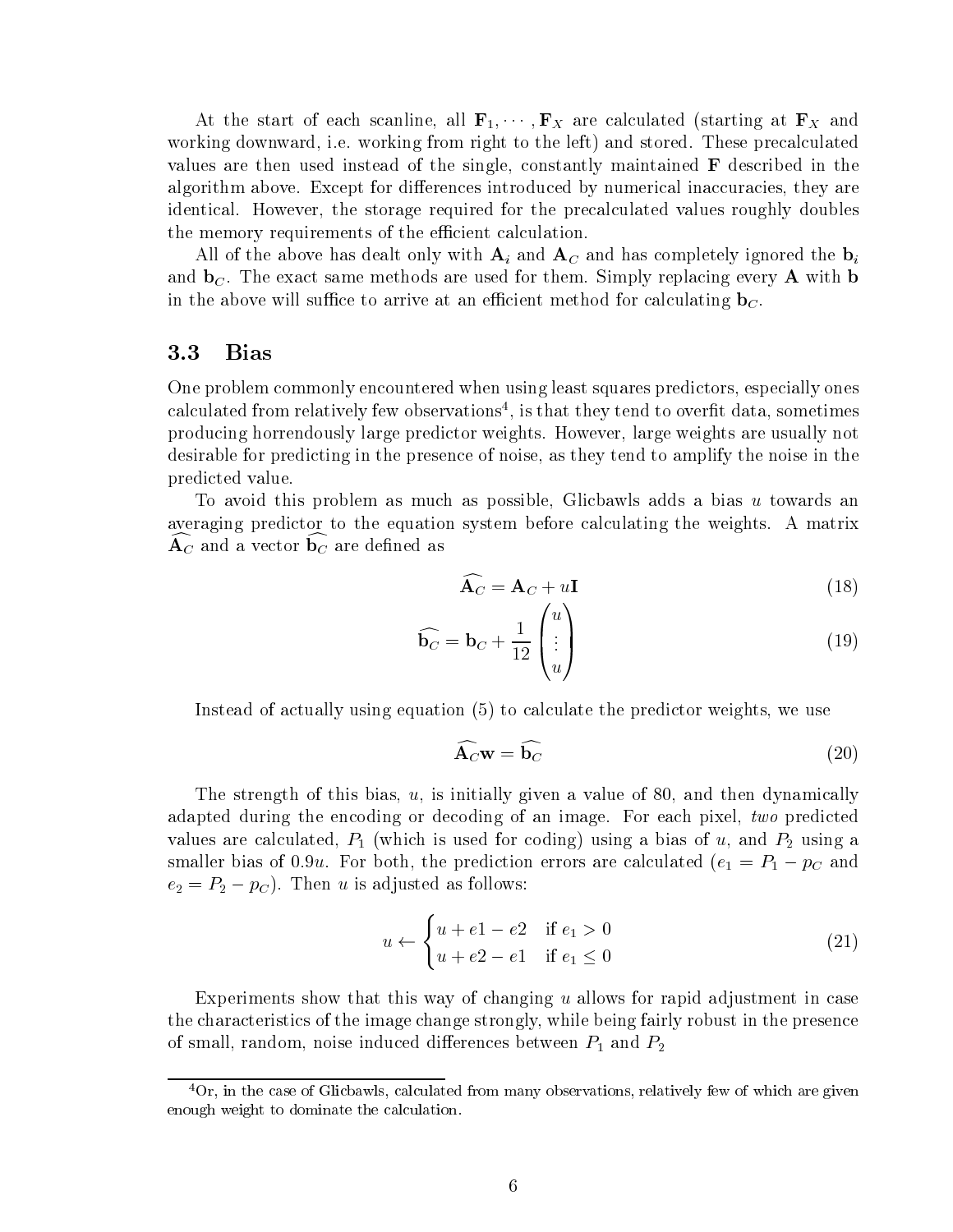At the start of each scanline, all $\mathbf{F}_1, \cdots, \mathbf{F}_X$ are calculated (starting at $\mathbf{F}_X$ and working downward, i.e. working from right to the left) and stored. These precalculated values are then used instead of the single, constantly maintained $\mathbf{F}$ described in the algorithm above. Except for differences introduced by numerical inaccuracies, they are identical. However, the storage required for the precalculated values roughly doubles the memory requirements of the efficient calculation.

All of the above has dealt only with $\mathbf{A}_i$ and $\mathbf{A}_C$ and has completely ignored the $\mathbf{b}_i$ and $\mathbf{b}_C$. The exact same methods are used for them. Simply replacing every $\mathbf{A}$ with $\mathbf{b}$ in the above will suffice to arrive at an efficient method for calculating $\mathbf{b}_C$.

### 3.3 Bias

One problem commonly encountered when using least squares predictors, especially ones calculated from relatively few observations[4], is that they tend to overfit data, sometimes producing horrendously large predictor weights. However, large weights are usually not desirable for predicting in the presence of noise, as they tend to amplify the noise in the predicted value.

To avoid this problem as much as possible, Glicbawls adds a bias $u$ towards an averaging predictor to the equation system before calculating the weights. A matrix $\widehat{\mathbf{A}_C}$ and a vector $\widehat{\mathbf{b}_C}$ are defined as

$$\widehat{\mathbf{A}_C} = \mathbf{A}_C + u\mathbf{I} \tag{18}$$

$$\widehat{\mathbf{b}_C} = \mathbf{b}_C + \frac{1}{12}\begin{pmatrix} u \\ \vdots \\ u \end{pmatrix} \tag{19}$$

Instead of actually using equation (5) to calculate the predictor weights, we use

$$\widehat{\mathbf{A}_C}\mathbf{w} = \widehat{\mathbf{b}_C} \tag{20}$$

The strength of this bias, $u$, is initially given a value of 80, and then dynamically adapted during the encoding or decoding of an image. For each pixel, *two* predicted values are calculated, $P_1$ (which is used for coding) using a bias of $u$, and $P_2$ using a smaller bias of $0.9u$. For both, the prediction errors are calculated ($e_1 = P_1 - p_C$ and $e_2 = P_2 - p_C$). Then $u$ is adjusted as follows:

$$u \leftarrow \begin{cases} u + e1 - e2 & \text{if } e_1 > 0 \\ u + e2 - e1 & \text{if } e_1 \leq 0 \end{cases} \tag{21}$$

Experiments show that this way of changing $u$ allows for rapid adjustment in case the characteristics of the image change strongly, while being fairly robust in the presence of small, random, noise induced differences between $P_1$ and $P_2$

[4] Or, in the case of Glicbawls, calculated from many observations, relatively few of which are given enough weight to dominate the calculation.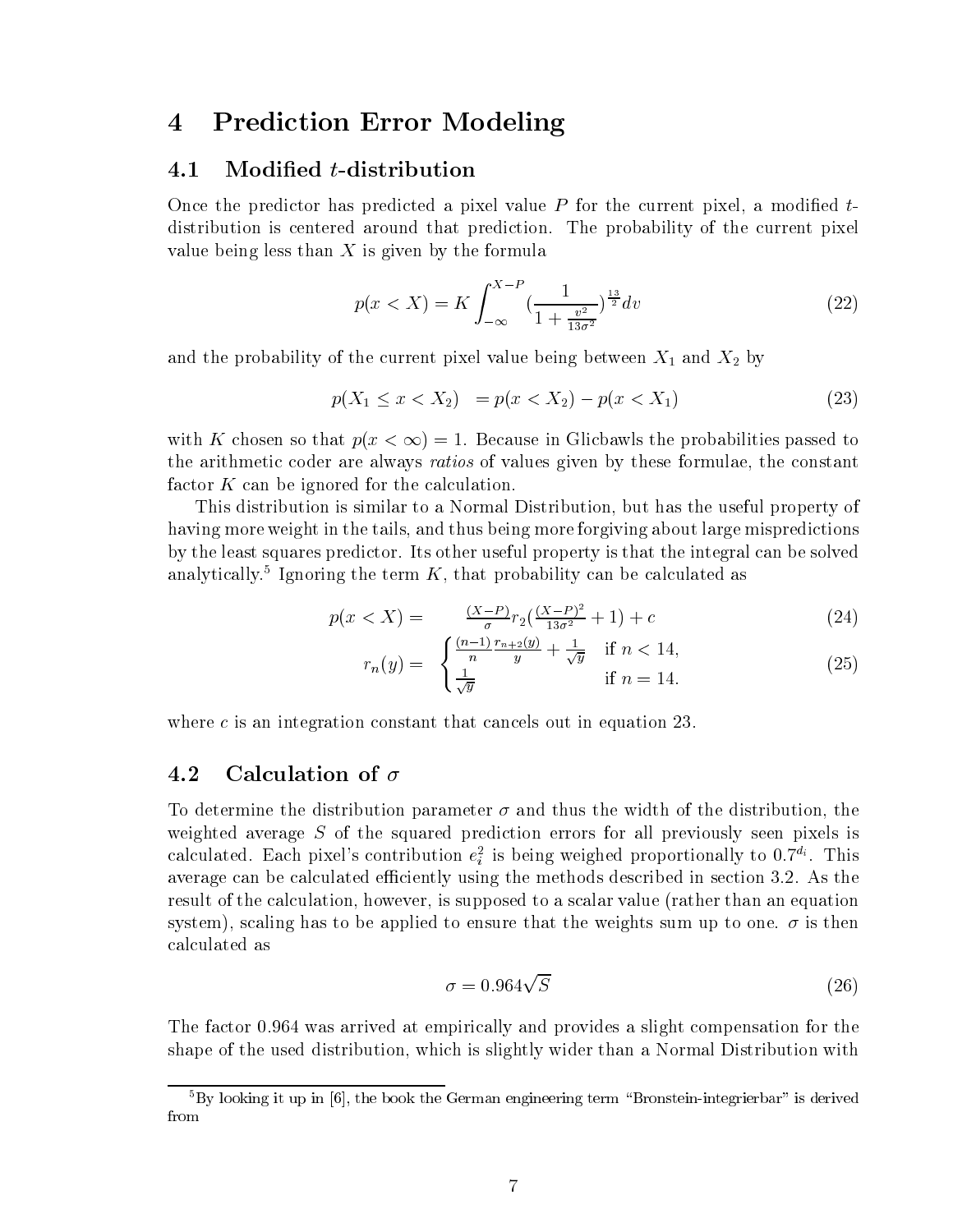## 4 Prediction Error Modeling

### 4.1 Modified $t$-distribution

Once the predictor has predicted a pixel value $P$ for the current pixel, a modified $t$-distribution is centered around that prediction. The probability of the current pixel value being less than $X$ is given by the formula

$$p(x < X) = K \int_{-\infty}^{X-P} \left(\frac{1}{1 + \frac{v^2}{13\sigma^2}}\right)^{\frac{13}{2}} dv \tag{22}$$

and the probability of the current pixel value being between $X_1$ and $X_2$ by

$$p(X_1 \leq x < X_2) \quad = p(x < X_2) - p(x < X_1) \tag{23}$$

with $K$ chosen so that $p(x < \infty) = 1$. Because in Glicbawls the probabilities passed to the arithmetic coder are always *ratios* of values given by these formulae, the constant factor $K$ can be ignored for the calculation.

This distribution is similar to a Normal Distribution, but has the useful property of having more weight in the tails, and thus being more forgiving about large mispredictions by the least squares predictor. Its other useful property is that the integral can be solved analytically.[5] Ignoring the term $K$, that probability can be calculated as

$$p(x < X) = \quad \frac{(X-P)}{\sigma} r_2\left(\frac{(X-P)^2}{13\sigma^2} + 1\right) + c \tag{24}$$

$$r_n(y) = \quad \begin{cases} \frac{(n-1)}{n}\frac{r_{n+2}(y)}{y} + \frac{1}{\sqrt{y}} & \text{if } n < 14, \\ \frac{1}{\sqrt{y}} & \text{if } n = 14. \end{cases} \tag{25}$$

where $c$ is an integration constant that cancels out in equation 23.

### 4.2 Calculation of $\sigma$

To determine the distribution parameter $\sigma$ and thus the width of the distribution, the weighted average $S$ of the squared prediction errors for all previously seen pixels is calculated. Each pixel's contribution $e_i^2$ is being weighed proportionally to $0.7^{d_i}$. This average can be calculated efficiently using the methods described in section 3.2. As the result of the calculation, however, is supposed to a scalar value (rather than an equation system), scaling has to be applied to ensure that the weights sum up to one. $\sigma$ is then calculated as

$$\sigma = 0.964\sqrt{S} \tag{26}$$

The factor 0.964 was arrived at empirically and provides a slight compensation for the shape of the used distribution, which is slightly wider than a Normal Distribution with

[5] By looking it up in [6], the book the German engineering term "Bronstein-integrierbar" is derived from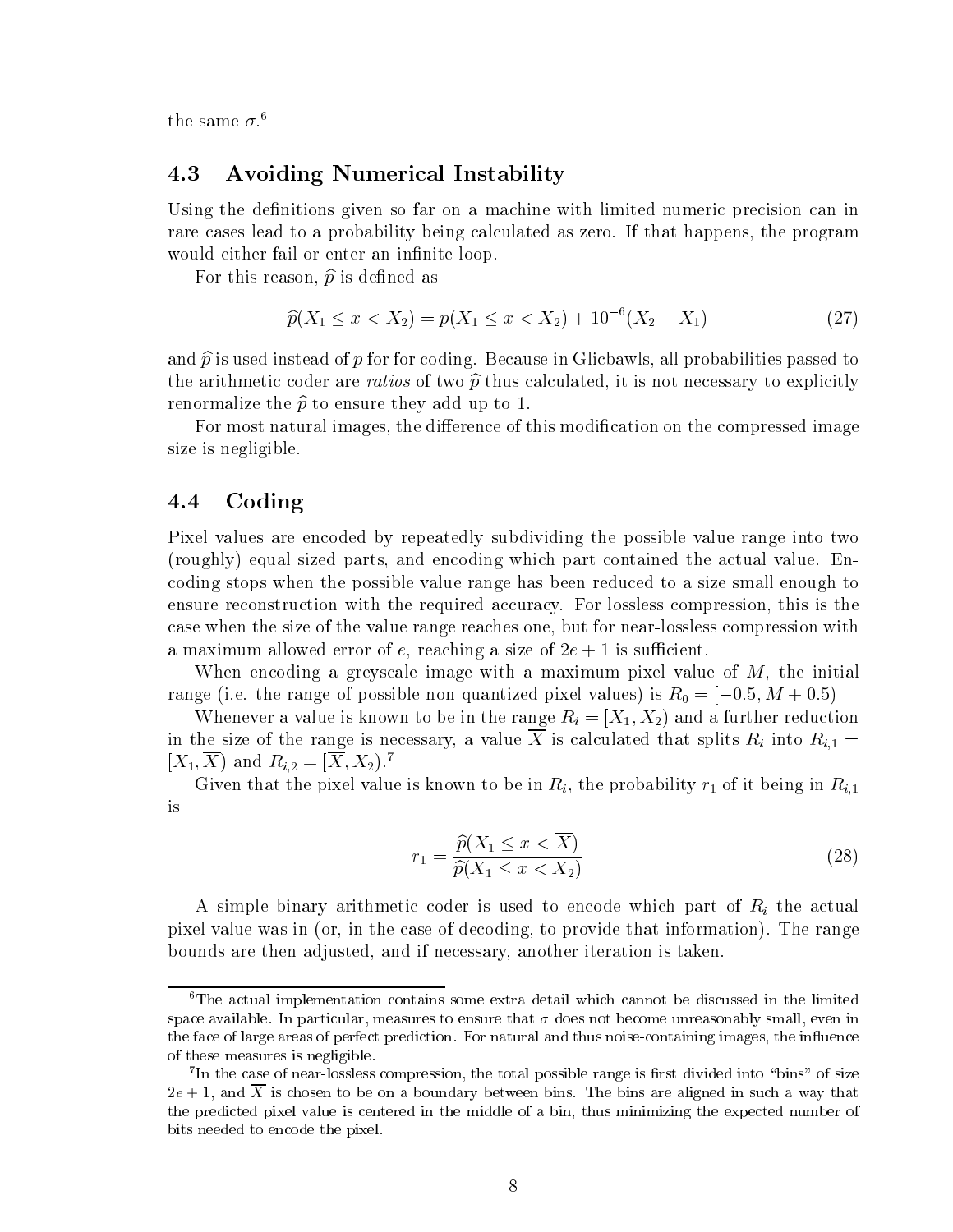the same $\sigma$.[6]

## 4.3 Avoiding Numerical Instability

Using the definitions given so far on a machine with limited numeric precision can in rare cases lead to a probability being calculated as zero. If that happens, the program would either fail or enter an infinite loop.

For this reason, $\widehat{p}$ is defined as

$$\widehat{p}(X_1 \leq x < X_2) = p(X_1 \leq x < X_2) + 10^{-6}(X_2 - X_1) \tag{27}$$

and $\widehat{p}$ is used instead of $p$ for for coding. Because in Glicbawls, all probabilities passed to the arithmetic coder are *ratios* of two $\widehat{p}$ thus calculated, it is not necessary to explicitly renormalize the $\widehat{p}$ to ensure they add up to 1.

For most natural images, the difference of this modification on the compressed image size is negligible.

## 4.4 Coding

Pixel values are encoded by repeatedly subdividing the possible value range into two (roughly) equal sized parts, and encoding which part contained the actual value. Encoding stops when the possible value range has been reduced to a size small enough to ensure reconstruction with the required accuracy. For lossless compression, this is the case when the size of the value range reaches one, but for near-lossless compression with a maximum allowed error of $e$, reaching a size of $2e + 1$ is sufficient.

When encoding a greyscale image with a maximum pixel value of $M$, the initial range (i.e. the range of possible non-quantized pixel values) is $R_0 = [-0.5, M + 0.5)$

Whenever a value is known to be in the range $R_i = [X_1, X_2)$ and a further reduction in the size of the range is necessary, a value $\overline{X}$ is calculated that splits $R_i$ into $R_{i,1} = [X_1, \overline{X})$ and $R_{i,2} = [\overline{X}, X_2)$.[7]

Given that the pixel value is known to be in $R_i$, the probability $r_1$ of it being in $R_{i,1}$ is

$$r_1 = \frac{\widehat{p}(X_1 \leq x < \overline{X})}{\widehat{p}(X_1 \leq x < X_2)} \tag{28}$$

A simple binary arithmetic coder is used to encode which part of $R_i$ the actual pixel value was in (or, in the case of decoding, to provide that information). The range bounds are then adjusted, and if necessary, another iteration is taken.

---

[6] The actual implementation contains some extra detail which cannot be discussed in the limited space available. In particular, measures to ensure that $\sigma$ does not become unreasonably small, even in the face of large areas of perfect prediction. For natural and thus noise-containing images, the influence of these measures is negligible.

[7] In the case of near-lossless compression, the total possible range is first divided into "bins" of size $2e + 1$, and $\overline{X}$ is chosen to be on a boundary between bins. The bins are aligned in such a way that the predicted pixel value is centered in the middle of a bin, thus minimizing the expected number of bits needed to encode the pixel.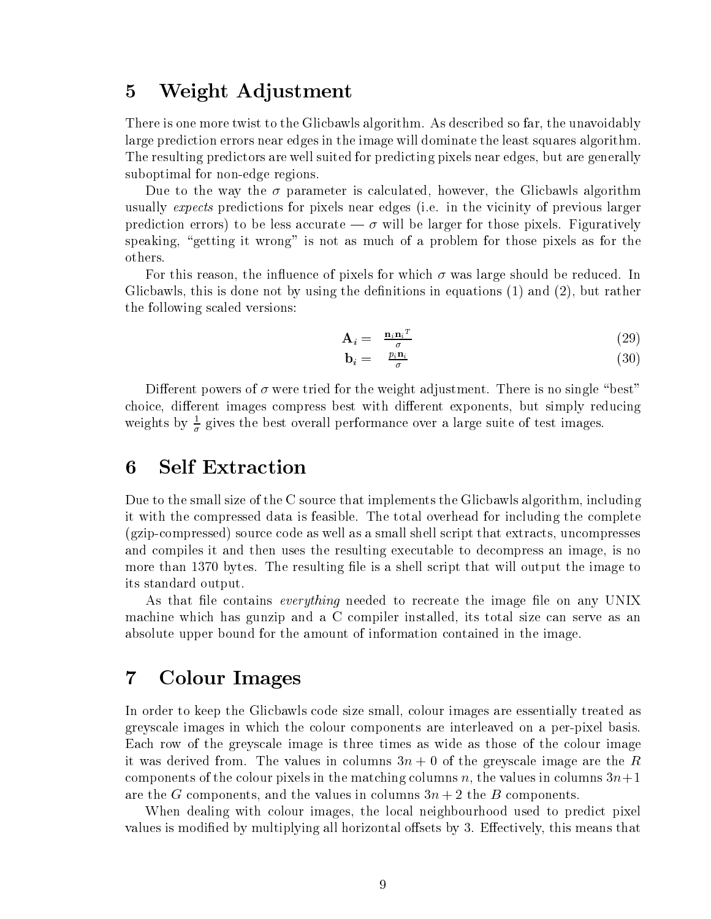## 5 Weight Adjustment

There is one more twist to the Glicbawls algorithm. As described so far, the unavoidably large prediction errors near edges in the image will dominate the least squares algorithm. The resulting predictors are well suited for predicting pixels near edges, but are generally suboptimal for non-edge regions.

Due to the way the $\sigma$ parameter is calculated, however, the Glicbawls algorithm usually *expects* predictions for pixels near edges (i.e. in the vicinity of previous larger prediction errors) to be less accurate — $\sigma$ will be larger for those pixels. Figuratively speaking, "getting it wrong" is not as much of a problem for those pixels as for the others.

For this reason, the influence of pixels for which $\sigma$ was large should be reduced. In Glicbawls, this is done not by using the definitions in equations (1) and (2), but rather the following scaled versions:

$$\mathbf{A}_i = \frac{\mathbf{n}_i \mathbf{n}_i{}^T}{\sigma} \tag{29}$$

$$\mathbf{b}_i = \frac{p_i \mathbf{n}_i}{\sigma} \tag{30}$$

Different powers of $\sigma$ were tried for the weight adjustment. There is no single "best" choice, different images compress best with different exponents, but simply reducing weights by $\frac{1}{\sigma}$ gives the best overall performance over a large suite of test images.

## 6 Self Extraction

Due to the small size of the C source that implements the Glicbawls algorithm, including it with the compressed data is feasible. The total overhead for including the complete (gzip-compressed) source code as well as a small shell script that extracts, uncompresses and compiles it and then uses the resulting executable to decompress an image, is no more than 1370 bytes. The resulting file is a shell script that will output the image to its standard output.

As that file contains *everything* needed to recreate the image file on any UNIX machine which has gunzip and a C compiler installed, its total size can serve as an absolute upper bound for the amount of information contained in the image.

## 7 Colour Images

In order to keep the Glicbawls code size small, colour images are essentially treated as greyscale images in which the colour components are interleaved on a per-pixel basis. Each row of the greyscale image is three times as wide as those of the colour image it was derived from. The values in columns $3n + 0$ of the greyscale image are the $R$ components of the colour pixels in the matching columns $n$, the values in columns $3n+1$ are the $G$ components, and the values in columns $3n + 2$ the $B$ components.

When dealing with colour images, the local neighbourhood used to predict pixel values is modified by multiplying all horizontal offsets by 3. Effectively, this means that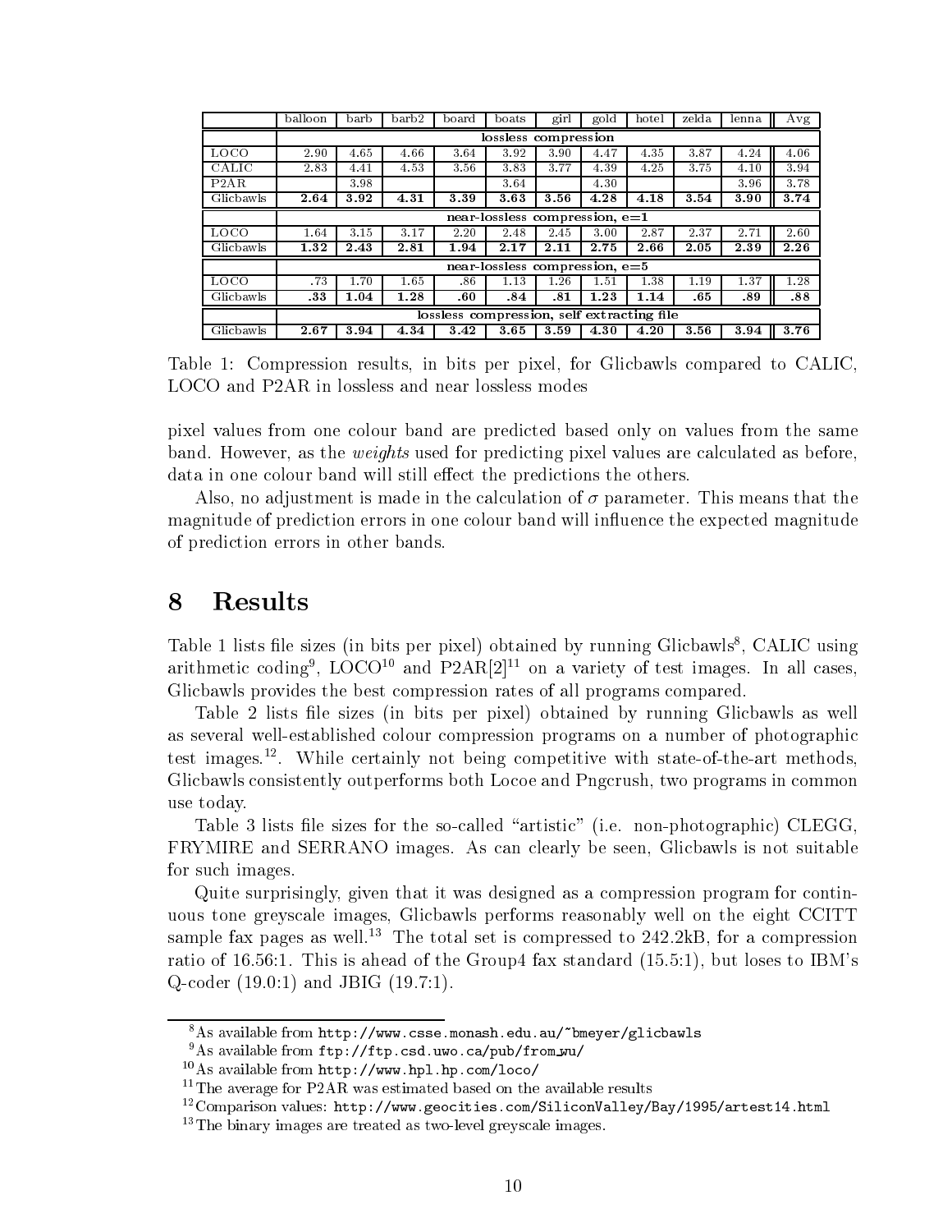| | balloon | barb | barb2 | board | boats | girl | gold | hotel | zelda | lenna | Avg |
|---|---|---|---|---|---|---|---|---|---|---|---|
| | lossless compression | | | | | | | | | | |
| LOCO | 2.90 | 4.65 | 4.66 | 3.64 | 3.92 | 3.90 | 4.47 | 4.35 | 3.87 | 4.24 | 4.06 |
| CALIC | 2.83 | 4.41 | 4.53 | 3.56 | 3.83 | 3.77 | 4.39 | 4.25 | 3.75 | 4.10 | 3.94 |
| P2AR | | 3.98 | | | 3.64 | | 4.30 | | | 3.96 | 3.78 |
| Glicbawls | **2.64** | **3.92** | **4.31** | **3.39** | **3.63** | **3.56** | **4.28** | **4.18** | **3.54** | **3.90** | **3.74** |
| | near-lossless compression, e=1 | | | | | | | | | | |
| LOCO | 1.64 | 3.15 | 3.17 | 2.20 | 2.48 | 2.45 | 3.00 | 2.87 | 2.37 | 2.71 | 2.60 |
| Glicbawls | **1.32** | **2.43** | **2.81** | **1.94** | **2.17** | **2.11** | **2.75** | **2.66** | **2.05** | **2.39** | **2.26** |
| | near-lossless compression, e=5 | | | | | | | | | | |
| LOCO | .73 | 1.70 | 1.65 | .86 | 1.13 | 1.26 | 1.51 | 1.38 | 1.19 | 1.37 | 1.28 |
| Glicbawls | **.33** | **1.04** | **1.28** | **.60** | **.84** | **.81** | **1.23** | **1.14** | **.65** | **.89** | **.88** |
| | lossless compression, self extracting file | | | | | | | | | | |
| Glicbawls | **2.67** | **3.94** | **4.34** | **3.42** | **3.65** | **3.59** | **4.30** | **4.20** | **3.56** | **3.94** | **3.76** |

Table 1: Compression results, in bits per pixel, for Glicbawls compared to CALIC, LOCO and P2AR in lossless and near lossless modes

pixel values from one colour band are predicted based only on values from the same band. However, as the *weights* used for predicting pixel values are calculated as before, data in one colour band will still effect the predictions the others.

Also, no adjustment is made in the calculation of $\sigma$ parameter. This means that the magnitude of prediction errors in one colour band will influence the expected magnitude of prediction errors in other bands.

# 8 Results

Table 1 lists file sizes (in bits per pixel) obtained by running Glicbawls[8], CALIC using arithmetic coding[9], LOCO[10] and P2AR[2][11] on a variety of test images. In all cases, Glicbawls provides the best compression rates of all programs compared.

Table 2 lists file sizes (in bits per pixel) obtained by running Glicbawls as well as several well-established colour compression programs on a number of photographic test images.[12]. While certainly not being competitive with state-of-the-art methods, Glicbawls consistently outperforms both Locoe and Pngcrush, two programs in common use today.

Table 3 lists file sizes for the so-called "artistic" (i.e. non-photographic) CLEGG, FRYMIRE and SERRANO images. As can clearly be seen, Glicbawls is not suitable for such images.

Quite surprisingly, given that it was designed as a compression program for continuous tone greyscale images, Glicbawls performs reasonably well on the eight CCITT sample fax pages as well.[13] The total set is compressed to 242.2kB, for a compression ratio of 16.56:1. This is ahead of the Group4 fax standard (15.5:1), but loses to IBM's Q-coder (19.0:1) and JBIG (19.7:1).

[8] As available from http://www.csse.monash.edu.au/~bmeyer/glicbawls

[9] As available from ftp://ftp.csd.uwo.ca/pub/from_wu/

[10] As available from http://www.hpl.hp.com/loco/

[11] The average for P2AR was estimated based on the available results

[12] Comparison values: http://www.geocities.com/SiliconValley/Bay/1995/artest14.html

[13] The binary images are treated as two-level greyscale images.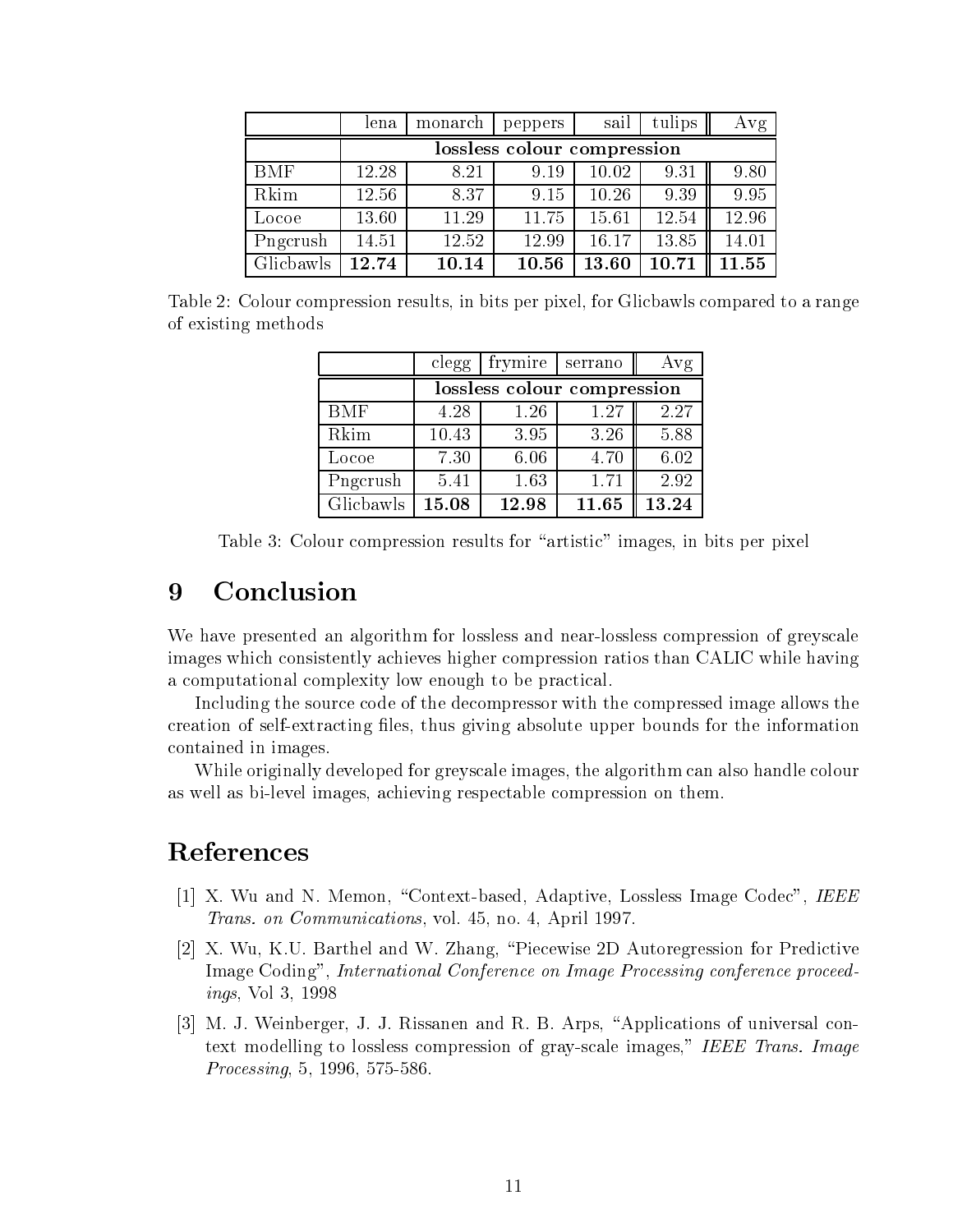|  | lena | monarch | peppers | sail | tulips | Avg |
|---|---|---|---|---|---|---|
|  | lossless colour compression | | | | | |
| BMF | 12.28 | 8.21 | 9.19 | 10.02 | 9.31 | 9.80 |
| Rkim | 12.56 | 8.37 | 9.15 | 10.26 | 9.39 | 9.95 |
| Locoe | 13.60 | 11.29 | 11.75 | 15.61 | 12.54 | 12.96 |
| Pngcrush | 14.51 | 12.52 | 12.99 | 16.17 | 13.85 | 14.01 |
| Glicbawls | **12.74** | **10.14** | **10.56** | **13.60** | **10.71** | **11.55** |

Table 2: Colour compression results, in bits per pixel, for Glicbawls compared to a range of existing methods

|  | clegg | frymire | serrano | Avg |
|---|---|---|---|---|
|  | lossless colour compression | | | |
| BMF | 4.28 | 1.26 | 1.27 | 2.27 |
| Rkim | 10.43 | 3.95 | 3.26 | 5.88 |
| Locoe | 7.30 | 6.06 | 4.70 | 6.02 |
| Pngcrush | 5.41 | 1.63 | 1.71 | 2.92 |
| Glicbawls | **15.08** | **12.98** | **11.65** | **13.24** |

Table 3: Colour compression results for "artistic" images, in bits per pixel

# 9 Conclusion

We have presented an algorithm for lossless and near-lossless compression of greyscale images which consistently achieves higher compression ratios than CALIC while having a computational complexity low enough to be practical.

Including the source code of the decompressor with the compressed image allows the creation of self-extracting files, thus giving absolute upper bounds for the information contained in images.

While originally developed for greyscale images, the algorithm can also handle colour as well as bi-level images, achieving respectable compression on them.

# References

[1] X. Wu and N. Memon, "Context-based, Adaptive, Lossless Image Codec", *IEEE Trans. on Communications*, vol. 45, no. 4, April 1997.

[2] X. Wu, K.U. Barthel and W. Zhang, "Piecewise 2D Autoregression for Predictive Image Coding", *International Conference on Image Processing conference proceedings*, Vol 3, 1998

[3] M. J. Weinberger, J. J. Rissanen and R. B. Arps, "Applications of universal context modelling to lossless compression of gray-scale images," *IEEE Trans. Image Processing*, 5, 1996, 575-586.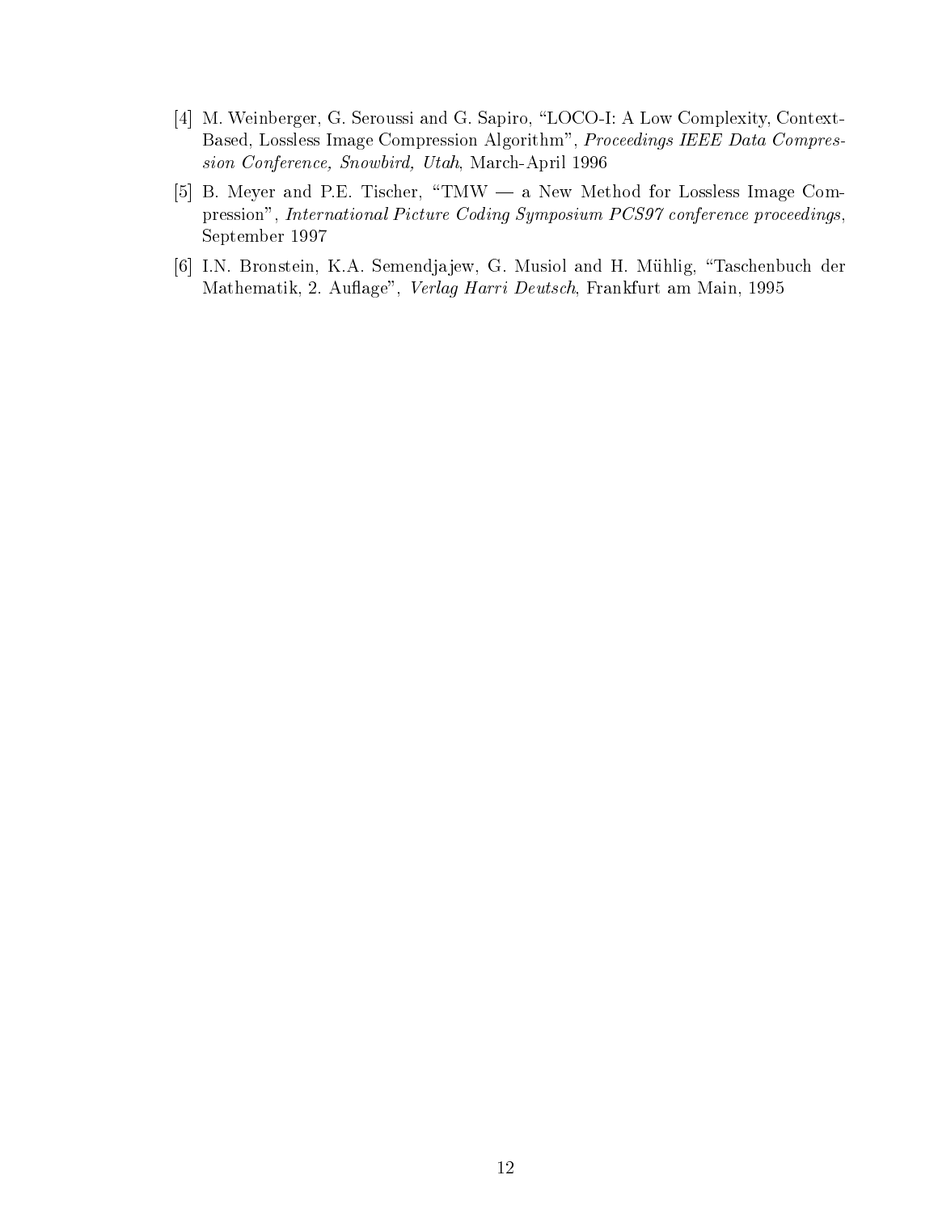[4] M. Weinberger, G. Seroussi and G. Sapiro, "LOCO-I: A Low Complexity, Context-Based, Lossless Image Compression Algorithm", *Proceedings IEEE Data Compression Conference, Snowbird, Utah*, March-April 1996

[5] B. Meyer and P.E. Tischer, "TMW — a New Method for Lossless Image Compression", *International Picture Coding Symposium PCS97 conference proceedings*, September 1997

[6] I.N. Bronstein, K.A. Semendjajew, G. Musiol and H. Mühlig, "Taschenbuch der Mathematik, 2. Auflage", *Verlag Harri Deutsch*, Frankfurt am Main, 1995